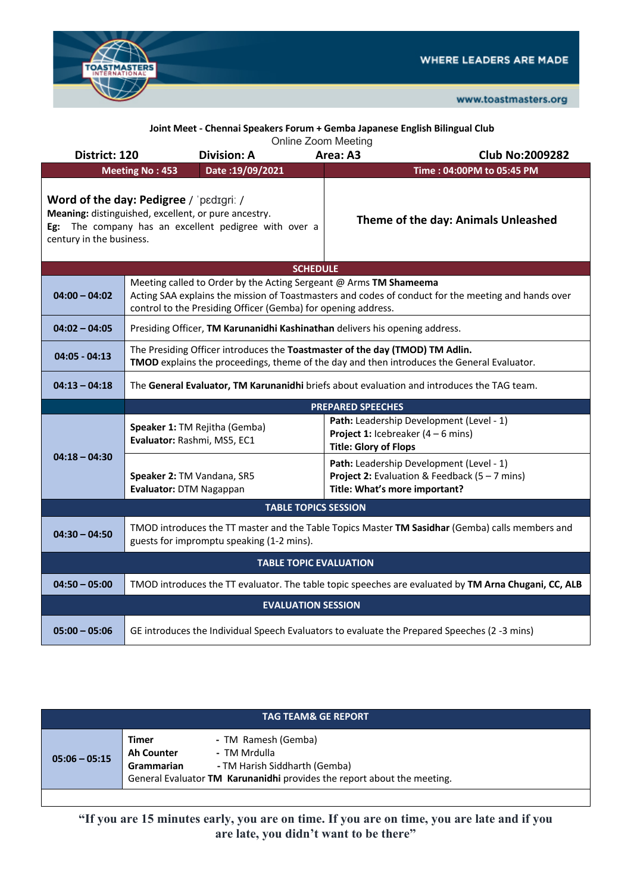**Joint Meet - Chennai Speakers Forum + Gemba Japanese English Bilingual Club**

Online Zoom Meeting

| District: 120 | Division: A | Area: A3 | Club No:2009282 |
|---|---|---|---|
| **Meeting No : 453** | **Date :19/09/2021** | **Time : 04:00PM to 05:45 PM** | |

**Word of the day: Pedigree** / ˈpɛdɪɡriː /
**Meaning:** distinguished, excellent, or pure ancestry.
**Eg:** The company has an excellent pedigree with over a century in the business.

**Theme of the day: Animals Unleashed**

## SCHEDULE

| Time | Details | |
|---|---|---|
| **04:00 – 04:02** | Meeting called to Order by the Acting Sergeant @ Arms **TM Shameema**<br>Acting SAA explains the mission of Toastmasters and codes of conduct for the meeting and hands over control to the Presiding Officer (Gemba) for opening address. | |
| **04:02 – 04:05** | Presiding Officer, **TM Karunanidhi Kashinathan** delivers his opening address. | |
| **04:05 - 04:13** | The Presiding Officer introduces the **Toastmaster of the day (TMOD) TM Adlin.**<br>**TMOD** explains the proceedings, theme of the day and then introduces the General Evaluator. | |
| **04:13 – 04:18** | The **General Evaluator, TM Karunanidhi** briefs about evaluation and introduces the TAG team. | |
| | **PREPARED SPEECHES** | |
| **04:18 – 04:30** | **Speaker 1:** TM Rejitha (Gemba)<br>**Evaluator:** Rashmi, MS5, EC1 | **Path:** Leadership Development (Level - 1)<br>**Project 1:** Icebreaker (4 – 6 mins)<br>**Title: Glory of Flops** |
| | **Speaker 2:** TM Vandana, SR5<br>**Evaluator:** DTM Nagappan | **Path:** Leadership Development (Level - 1)<br>**Project 2:** Evaluation & Feedback (5 – 7 mins)<br>**Title: What's more important?** |
| | **TABLE TOPICS SESSION** | |
| **04:30 – 04:50** | TMOD introduces the TT master and the Table Topics Master **TM Sasidhar** (Gemba) calls members and guests for impromptu speaking (1-2 mins). | |
| | **TABLE TOPIC EVALUATION** | |
| **04:50 – 05:00** | TMOD introduces the TT evaluator. The table topic speeches are evaluated by **TM Arna Chugani, CC, ALB** | |
| | **EVALUATION SESSION** | |
| **05:00 – 05:06** | GE introduces the Individual Speech Evaluators to evaluate the Prepared Speeches (2 -3 mins) | |

| TAG TEAM& GE REPORT | |
|---|---|
| **05:06 – 05:15** | **Timer** - TM Ramesh (Gemba)<br>**Ah Counter** - TM Mrdulla<br>**Grammarian** - TM Harish Siddharth (Gemba)<br>General Evaluator **TM Karunanidhi** provides the report about the meeting. |

**"If you are 15 minutes early, you are on time. If you are on time, you are late and if you are late, you didn't want to be there"**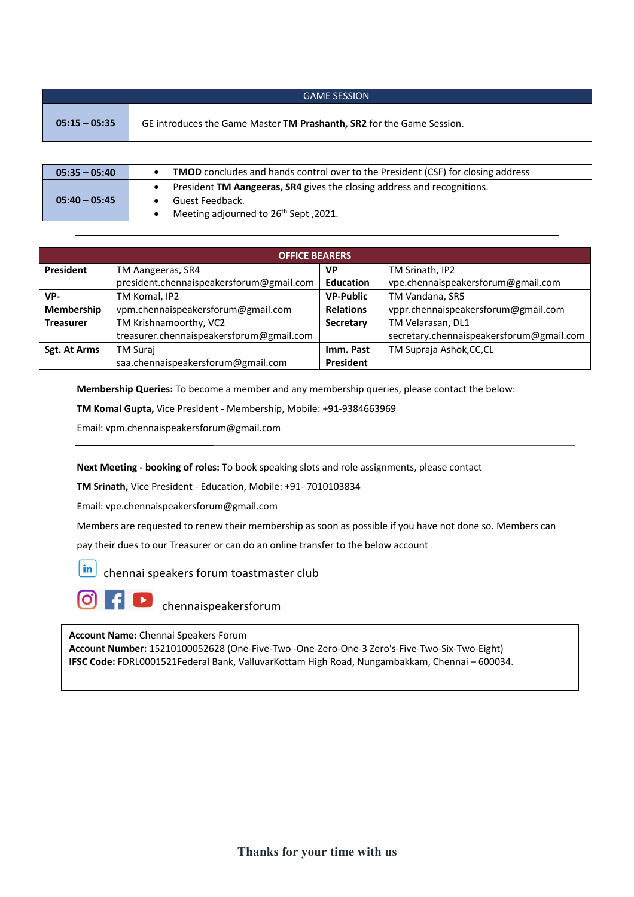| GAME SESSION | |
|---|---|
| **05:15 – 05:35** | GE introduces the Game Master **TM Prashanth, SR2** for the Game Session. |

| | |
|---|---|
| **05:35 – 05:40** | • **TMOD** concludes and hands control over to the President (CSF) for closing address |
| **05:40 – 05:45** | • President **TM Aangeeras, SR4** gives the closing address and recognitions.<br>• Guest Feedback.<br>• Meeting adjourned to 26th Sept ,2021. |

---

| OFFICE BEARERS | | | |
|---|---|---|---|
| **President** | TM Aangeeras, SR4<br>president.chennaispeakersforum@gmail.com | **VP Education** | TM Srinath, IP2<br>vpe.chennaispeakersforum@gmail.com |
| **VP-Membership** | TM Komal, IP2<br>vpm.chennaispeakersforum@gmail.com | **VP-Public Relations** | TM Vandana, SR5<br>vppr.chennaispeakersforum@gmail.com |
| **Treasurer** | TM Krishnamoorthy, VC2<br>treasurer.chennaispeakersforum@gmail.com | **Secretary** | TM Velarasan, DL1<br>secretary.chennaispeakersforum@gmail.com |
| **Sgt. At Arms** | TM Suraj<br>saa.chennaispeakersforum@gmail.com | **Imm. Past President** | TM Supraja Ashok,CC,CL |

**Membership Queries:** To become a member and any membership queries, please contact the below:

**TM Komal Gupta,** Vice President - Membership, Mobile: +91-9384663969

Email: vpm.chennaispeakersforum@gmail.com

---

**Next Meeting - booking of roles:** To book speaking slots and role assignments, please contact

**TM Srinath,** Vice President - Education, Mobile: +91- 7010103834

Email: vpe.chennaispeakersforum@gmail.com

Members are requested to renew their membership as soon as possible if you have not done so. Members can pay their dues to our Treasurer or can do an online transfer to the below account

chennai speakers forum toastmaster club

chennaispeakersforum

**Account Name:** Chennai Speakers Forum
**Account Number:** 15210100052628 (One-Five-Two -One-Zero-One-3 Zero's-Five-Two-Six-Two-Eight)
**IFSC Code:** FDRL0001521Federal Bank, ValluvarKottam High Road, Nungambakkam, Chennai – 600034.

**Thanks for your time with us**